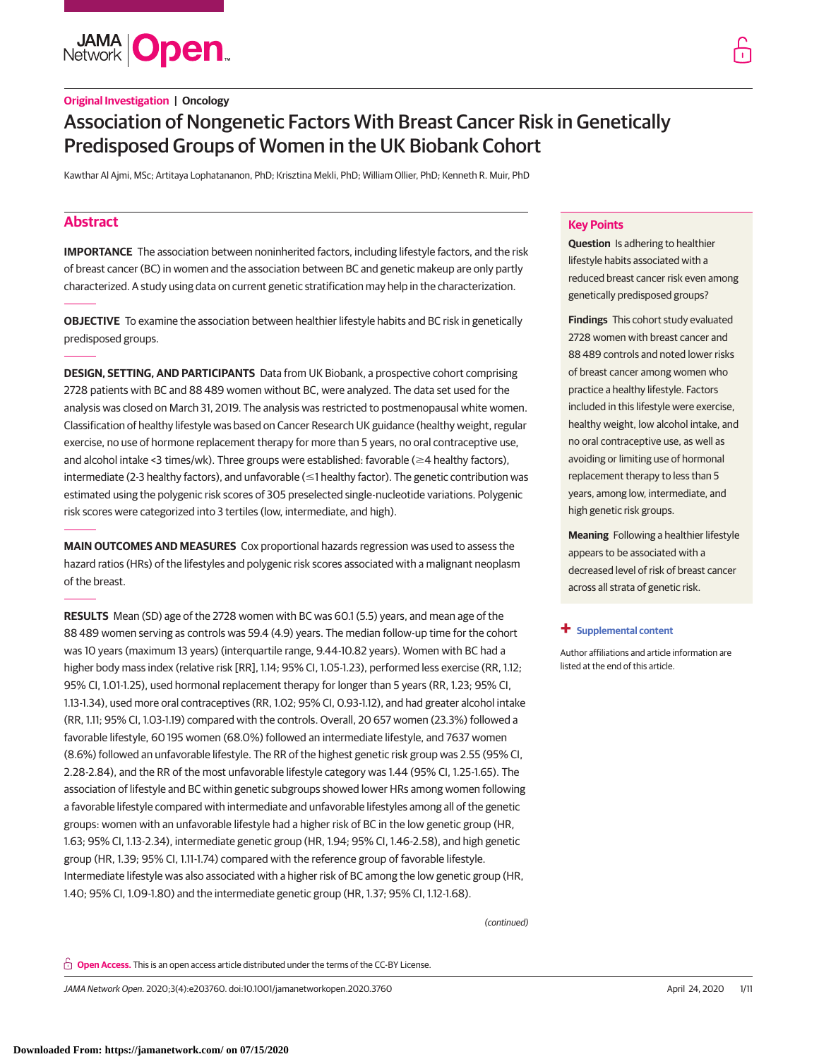Original Investigation | Oncology

# Association of Nongenetic Factors With Breast Cancer Risk in Genetically Predisposed Groups of Women in the UK Biobank Cohort

Kawthar Al Ajmi, MSc; Artitaya Lophatananon, PhD; Krisztina Mekli, PhD; William Ollier, PhD; Kenneth R. Muir, PhD

## Abstract

**IMPORTANCE** The association between noninherited factors, including lifestyle factors, and the risk of breast cancer (BC) in women and the association between BC and genetic makeup are only partly characterized. A study using data on current genetic stratification may help in the characterization.

**OBJECTIVE** To examine the association between healthier lifestyle habits and BC risk in genetically predisposed groups.

**DESIGN, SETTING, AND PARTICIPANTS** Data from UK Biobank, a prospective cohort comprising 2728 patients with BC and 88 489 women without BC, were analyzed. The data set used for the analysis was closed on March 31, 2019. The analysis was restricted to postmenopausal white women. Classification of healthy lifestyle was based on Cancer Research UK guidance (healthy weight, regular exercise, no use of hormone replacement therapy for more than 5 years, no oral contraceptive use, and alcohol intake <3 times/wk). Three groups were established: favorable (≥4 healthy factors), intermediate (2-3 healthy factors), and unfavorable (≤1 healthy factor). The genetic contribution was estimated using the polygenic risk scores of 305 preselected single-nucleotide variations. Polygenic risk scores were categorized into 3 tertiles (low, intermediate, and high).

**MAIN OUTCOMES AND MEASURES** Cox proportional hazards regression was used to assess the hazard ratios (HRs) of the lifestyles and polygenic risk scores associated with a malignant neoplasm of the breast.

**RESULTS** Mean (SD) age of the 2728 women with BC was 60.1 (5.5) years, and mean age of the 88 489 women serving as controls was 59.4 (4.9) years. The median follow-up time for the cohort was 10 years (maximum 13 years) (interquartile range, 9.44-10.82 years). Women with BC had a higher body mass index (relative risk [RR], 1.14; 95% CI, 1.05-1.23), performed less exercise (RR, 1.12; 95% CI, 1.01-1.25), used hormonal replacement therapy for longer than 5 years (RR, 1.23; 95% CI, 1.13-1.34), used more oral contraceptives (RR, 1.02; 95% CI, 0.93-1.12), and had greater alcohol intake (RR, 1.11; 95% CI, 1.03-1.19) compared with the controls. Overall, 20 657 women (23.3%) followed a favorable lifestyle, 60 195 women (68.0%) followed an intermediate lifestyle, and 7637 women (8.6%) followed an unfavorable lifestyle. The RR of the highest genetic risk group was 2.55 (95% CI, 2.28-2.84), and the RR of the most unfavorable lifestyle category was 1.44 (95% CI, 1.25-1.65). The association of lifestyle and BC within genetic subgroups showed lower HRs among women following a favorable lifestyle compared with intermediate and unfavorable lifestyles among all of the genetic groups: women with an unfavorable lifestyle had a higher risk of BC in the low genetic group (HR, 1.63; 95% CI, 1.13-2.34), intermediate genetic group (HR, 1.94; 95% CI, 1.46-2.58), and high genetic group (HR, 1.39; 95% CI, 1.11-1.74) compared with the reference group of favorable lifestyle. Intermediate lifestyle was also associated with a higher risk of BC among the low genetic group (HR, 1.40; 95% CI, 1.09-1.80) and the intermediate genetic group (HR, 1.37; 95% CI, 1.12-1.68).

(continued)

## Key Points

**Question** Is adhering to healthier lifestyle habits associated with a reduced breast cancer risk even among genetically predisposed groups?

**Findings** This cohort study evaluated 2728 women with breast cancer and 88 489 controls and noted lower risks of breast cancer among women who practice a healthy lifestyle. Factors included in this lifestyle were exercise, healthy weight, low alcohol intake, and no oral contraceptive use, as well as avoiding or limiting use of hormonal replacement therapy to less than 5 years, among low, intermediate, and high genetic risk groups.

**Meaning** Following a healthier lifestyle appears to be associated with a decreased level of risk of breast cancer across all strata of genetic risk.

+ Supplemental content

Author affiliations and article information are listed at the end of this article.

Open Access. This is an open access article distributed under the terms of the CC-BY License.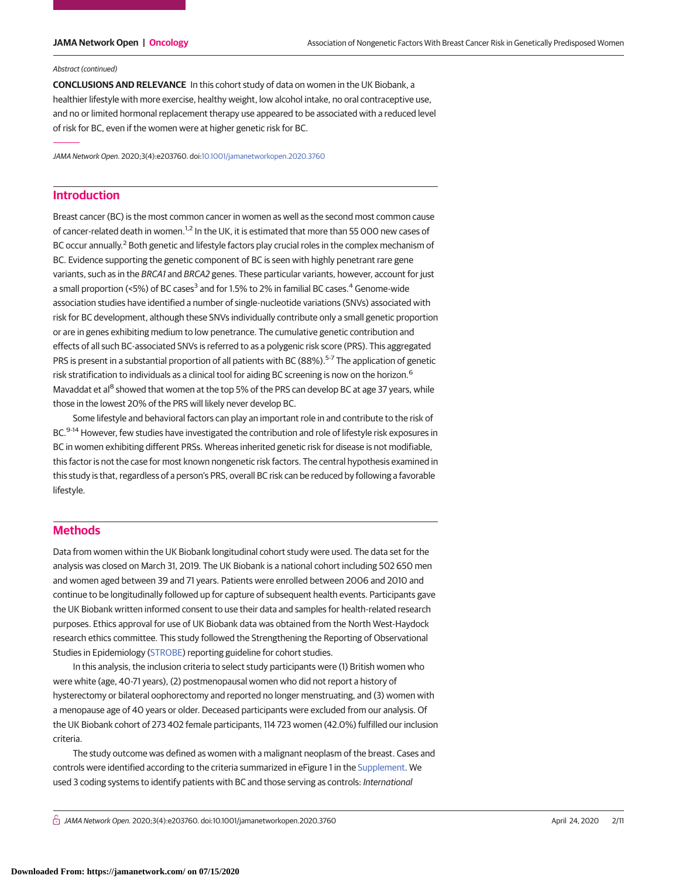Abstract (continued)

**CONCLUSIONS AND RELEVANCE** In this cohort study of data on women in the UK Biobank, a healthier lifestyle with more exercise, healthy weight, low alcohol intake, no oral contraceptive use, and no or limited hormonal replacement therapy use appeared to be associated with a reduced level of risk for BC, even if the women were at higher genetic risk for BC.

*JAMA Network Open*. 2020;3(4):e203760. doi:10.1001/jamanetworkopen.2020.3760

## Introduction

Breast cancer (BC) is the most common cancer in women as well as the second most common cause of cancer-related death in women.[1,2] In the UK, it is estimated that more than 55 000 new cases of BC occur annually.[2] Both genetic and lifestyle factors play crucial roles in the complex mechanism of BC. Evidence supporting the genetic component of BC is seen with highly penetrant rare gene variants, such as in the *BRCA1* and *BRCA2* genes. These particular variants, however, account for just a small proportion (<5%) of BC cases[3] and for 1.5% to 2% in familial BC cases.[4] Genome-wide association studies have identified a number of single-nucleotide variations (SNVs) associated with risk for BC development, although these SNVs individually contribute only a small genetic proportion or are in genes exhibiting medium to low penetrance. The cumulative genetic contribution and effects of all such BC-associated SNVs is referred to as a polygenic risk score (PRS). This aggregated PRS is present in a substantial proportion of all patients with BC (88%).[5-7] The application of genetic risk stratification to individuals as a clinical tool for aiding BC screening is now on the horizon.[6] Mavaddat et al[8] showed that women at the top 5% of the PRS can develop BC at age 37 years, while those in the lowest 20% of the PRS will likely never develop BC.

Some lifestyle and behavioral factors can play an important role in and contribute to the risk of BC.[9-14] However, few studies have investigated the contribution and role of lifestyle risk exposures in BC in women exhibiting different PRSs. Whereas inherited genetic risk for disease is not modifiable, this factor is not the case for most known nongenetic risk factors. The central hypothesis examined in this study is that, regardless of a person's PRS, overall BC risk can be reduced by following a favorable lifestyle.

## Methods

Data from women within the UK Biobank longitudinal cohort study were used. The data set for the analysis was closed on March 31, 2019. The UK Biobank is a national cohort including 502 650 men and women aged between 39 and 71 years. Patients were enrolled between 2006 and 2010 and continue to be longitudinally followed up for capture of subsequent health events. Participants gave the UK Biobank written informed consent to use their data and samples for health-related research purposes. Ethics approval for use of UK Biobank data was obtained from the North West-Haydock research ethics committee. This study followed the Strengthening the Reporting of Observational Studies in Epidemiology (STROBE) reporting guideline for cohort studies.

In this analysis, the inclusion criteria to select study participants were (1) British women who were white (age, 40-71 years), (2) postmenopausal women who did not report a history of hysterectomy or bilateral oophorectomy and reported no longer menstruating, and (3) women with a menopause age of 40 years or older. Deceased participants were excluded from our analysis. Of the UK Biobank cohort of 273 402 female participants, 114 723 women (42.0%) fulfilled our inclusion criteria.

The study outcome was defined as women with a malignant neoplasm of the breast. Cases and controls were identified according to the criteria summarized in eFigure 1 in the Supplement. We used 3 coding systems to identify patients with BC and those serving as controls: *International*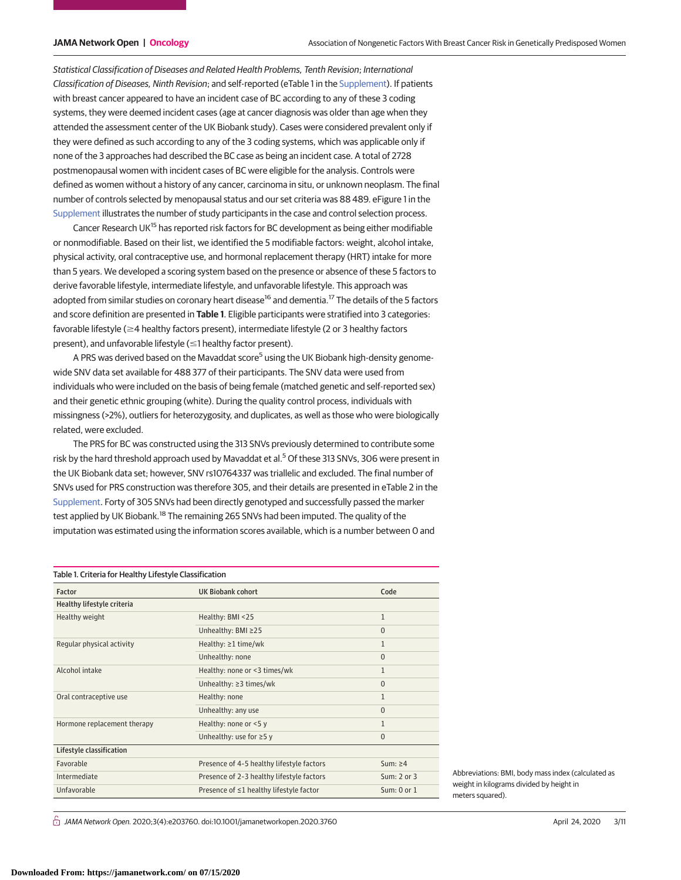*Statistical Classification of Diseases and Related Health Problems, Tenth Revision*; *International Classification of Diseases, Ninth Revision*; and self-reported (eTable 1 in the Supplement). If patients with breast cancer appeared to have an incident case of BC according to any of these 3 coding systems, they were deemed incident cases (age at cancer diagnosis was older than age when they attended the assessment center of the UK Biobank study). Cases were considered prevalent only if they were defined as such according to any of the 3 coding systems, which was applicable only if none of the 3 approaches had described the BC case as being an incident case. A total of 2728 postmenopausal women with incident cases of BC were eligible for the analysis. Controls were defined as women without a history of any cancer, carcinoma in situ, or unknown neoplasm. The final number of controls selected by menopausal status and our set criteria was 88 489. eFigure 1 in the Supplement illustrates the number of study participants in the case and control selection process.

Cancer Research UK[15] has reported risk factors for BC development as being either modifiable or nonmodifiable. Based on their list, we identified the 5 modifiable factors: weight, alcohol intake, physical activity, oral contraceptive use, and hormonal replacement therapy (HRT) intake for more than 5 years. We developed a scoring system based on the presence or absence of these 5 factors to derive favorable lifestyle, intermediate lifestyle, and unfavorable lifestyle. This approach was adopted from similar studies on coronary heart disease[16] and dementia.[17] The details of the 5 factors and score definition are presented in **Table 1**. Eligible participants were stratified into 3 categories: favorable lifestyle (≥4 healthy factors present), intermediate lifestyle (2 or 3 healthy factors present), and unfavorable lifestyle (≤1 healthy factor present).

A PRS was derived based on the Mavaddat score[5] using the UK Biobank high-density genome-wide SNV data set available for 488 377 of their participants. The SNV data were used from individuals who were included on the basis of being female (matched genetic and self-reported sex) and their genetic ethnic grouping (white). During the quality control process, individuals with missingness (>2%), outliers for heterozygosity, and duplicates, as well as those who were biologically related, were excluded.

The PRS for BC was constructed using the 313 SNVs previously determined to contribute some risk by the hard threshold approach used by Mavaddat et al.[5] Of these 313 SNVs, 306 were present in the UK Biobank data set; however, SNV rs10764337 was triallelic and excluded. The final number of SNVs used for PRS construction was therefore 305, and their details are presented in eTable 2 in the Supplement. Forty of 305 SNVs had been directly genotyped and successfully passed the marker test applied by UK Biobank.[18] The remaining 265 SNVs had been imputed. The quality of the imputation was estimated using the information scores available, which is a number between 0 and

Table 1. Criteria for Healthy Lifestyle Classification

| Factor | UK Biobank cohort | Code |
|---|---|---|
| **Healthy lifestyle criteria** | | |
| Healthy weight | Healthy: BMI <25 | 1 |
| | Unhealthy: BMI ≥25 | 0 |
| Regular physical activity | Healthy: ≥1 time/wk | 1 |
| | Unhealthy: none | 0 |
| Alcohol intake | Healthy: none or <3 times/wk | 1 |
| | Unhealthy: ≥3 times/wk | 0 |
| Oral contraceptive use | Healthy: none | 1 |
| | Unhealthy: any use | 0 |
| Hormone replacement therapy | Healthy: none or <5 y | 1 |
| | Unhealthy: use for ≥5 y | 0 |
| **Lifestyle classification** | | |
| Favorable | Presence of 4-5 healthy lifestyle factors | Sum: ≥4 |
| Intermediate | Presence of 2-3 healthy lifestyle factors | Sum: 2 or 3 |
| Unfavorable | Presence of ≤1 healthy lifestyle factor | Sum: 0 or 1 |

Abbreviations: BMI, body mass index (calculated as weight in kilograms divided by height in meters squared).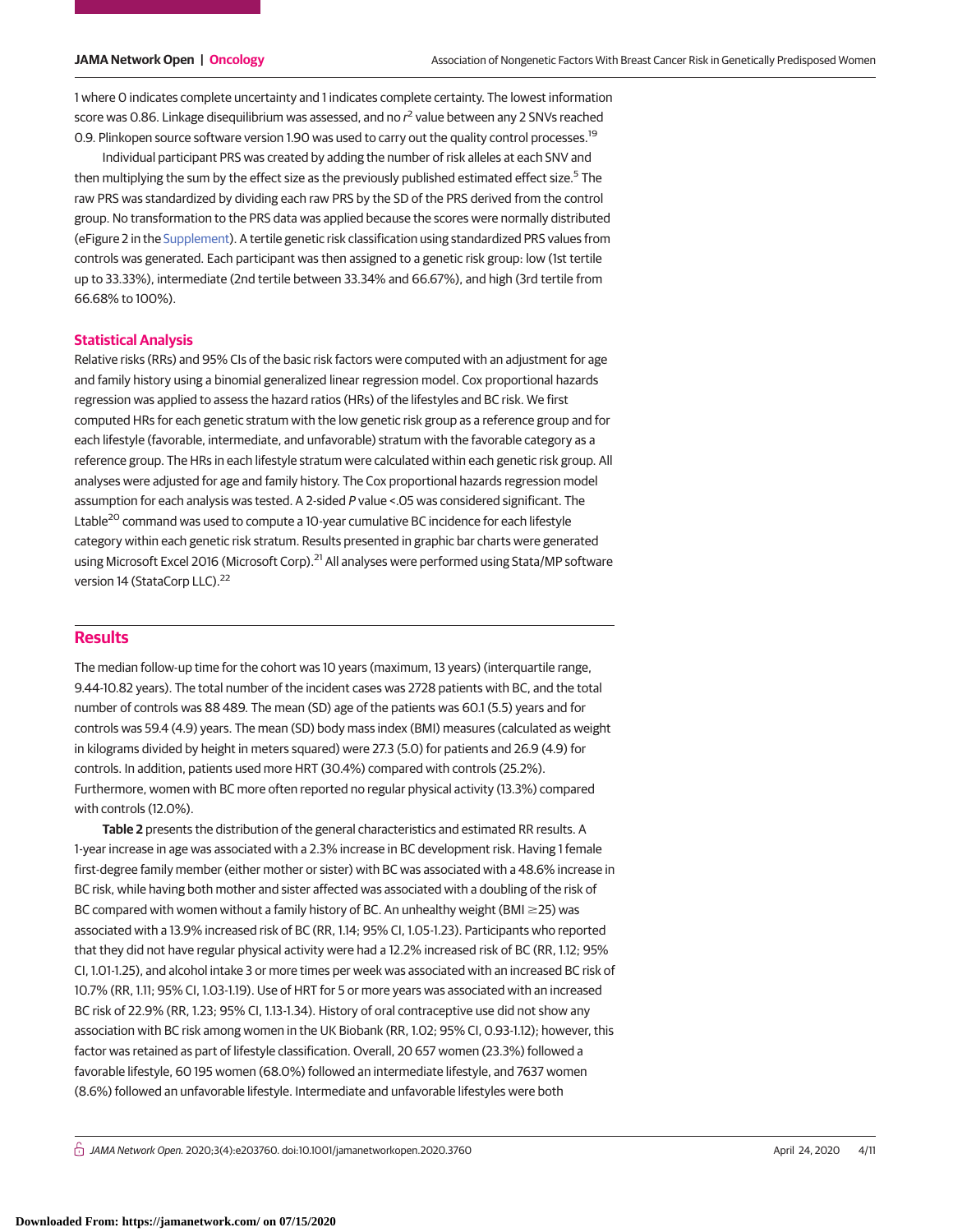1 where 0 indicates complete uncertainty and 1 indicates complete certainty. The lowest information score was 0.86. Linkage disequilibrium was assessed, and no $r^2$ value between any 2 SNVs reached 0.9. Plinkopen source software version 1.90 was used to carry out the quality control processes.[19]

Individual participant PRS was created by adding the number of risk alleles at each SNV and then multiplying the sum by the effect size as the previously published estimated effect size.[5] The raw PRS was standardized by dividing each raw PRS by the SD of the PRS derived from the control group. No transformation to the PRS data was applied because the scores were normally distributed (eFigure 2 in the Supplement). A tertile genetic risk classification using standardized PRS values from controls was generated. Each participant was then assigned to a genetic risk group: low (1st tertile up to 33.33%), intermediate (2nd tertile between 33.34% and 66.67%), and high (3rd tertile from 66.68% to 100%).

### Statistical Analysis

Relative risks (RRs) and 95% CIs of the basic risk factors were computed with an adjustment for age and family history using a binomial generalized linear regression model. Cox proportional hazards regression was applied to assess the hazard ratios (HRs) of the lifestyles and BC risk. We first computed HRs for each genetic stratum with the low genetic risk group as a reference group and for each lifestyle (favorable, intermediate, and unfavorable) stratum with the favorable category as a reference group. The HRs in each lifestyle stratum were calculated within each genetic risk group. All analyses were adjusted for age and family history. The Cox proportional hazards regression model assumption for each analysis was tested. A 2-sided *P* value <.05 was considered significant. The Ltable[20] command was used to compute a 10-year cumulative BC incidence for each lifestyle category within each genetic risk stratum. Results presented in graphic bar charts were generated using Microsoft Excel 2016 (Microsoft Corp).[21] All analyses were performed using Stata/MP software version 14 (StataCorp LLC).[22]

## Results

The median follow-up time for the cohort was 10 years (maximum, 13 years) (interquartile range, 9.44-10.82 years). The total number of the incident cases was 2728 patients with BC, and the total number of controls was 88 489. The mean (SD) age of the patients was 60.1 (5.5) years and for controls was 59.4 (4.9) years. The mean (SD) body mass index (BMI) measures (calculated as weight in kilograms divided by height in meters squared) were 27.3 (5.0) for patients and 26.9 (4.9) for controls. In addition, patients used more HRT (30.4%) compared with controls (25.2%). Furthermore, women with BC more often reported no regular physical activity (13.3%) compared with controls (12.0%).

**Table 2** presents the distribution of the general characteristics and estimated RR results. A 1-year increase in age was associated with a 2.3% increase in BC development risk. Having 1 female first-degree family member (either mother or sister) with BC was associated with a 48.6% increase in BC risk, while having both mother and sister affected was associated with a doubling of the risk of BC compared with women without a family history of BC. An unhealthy weight (BMI ≥25) was associated with a 13.9% increased risk of BC (RR, 1.14; 95% CI, 1.05-1.23). Participants who reported that they did not have regular physical activity were had a 12.2% increased risk of BC (RR, 1.12; 95% CI, 1.01-1.25), and alcohol intake 3 or more times per week was associated with an increased BC risk of 10.7% (RR, 1.11; 95% CI, 1.03-1.19). Use of HRT for 5 or more years was associated with an increased BC risk of 22.9% (RR, 1.23; 95% CI, 1.13-1.34). History of oral contraceptive use did not show any association with BC risk among women in the UK Biobank (RR, 1.02; 95% CI, 0.93-1.12); however, this factor was retained as part of lifestyle classification. Overall, 20 657 women (23.3%) followed a favorable lifestyle, 60 195 women (68.0%) followed an intermediate lifestyle, and 7637 women (8.6%) followed an unfavorable lifestyle. Intermediate and unfavorable lifestyles were both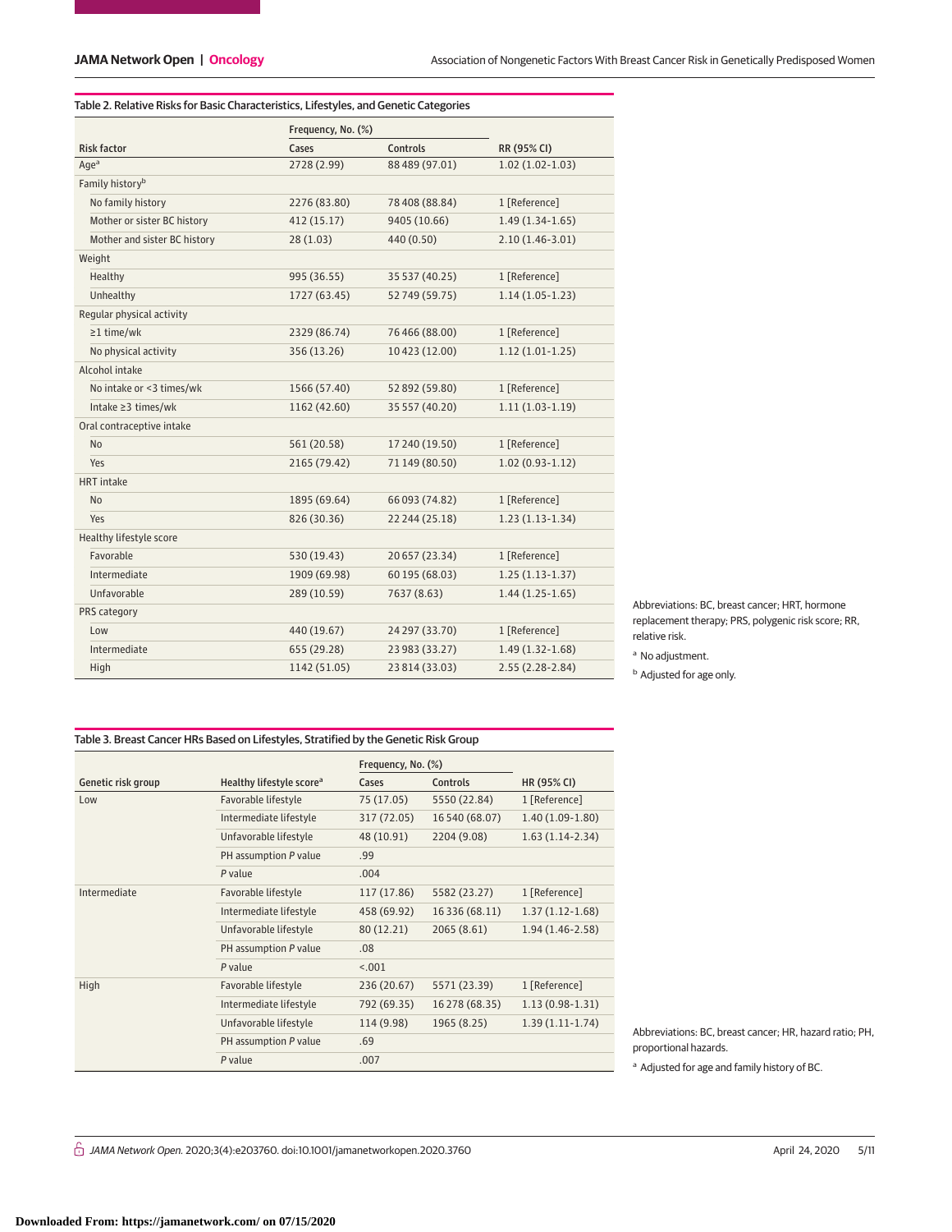Table 2. Relative Risks for Basic Characteristics, Lifestyles, and Genetic Categories

| Risk factor | Frequency, No. (%) | | RR (95% CI) |
|---|---|---|---|
| | Cases | Controls | |
| Age[a] | 2728 (2.99) | 88 489 (97.01) | 1.02 (1.02-1.03) |
| Family history[b] | | | |
| No family history | 2276 (83.80) | 78 408 (88.84) | 1 [Reference] |
| Mother or sister BC history | 412 (15.17) | 9405 (10.66) | 1.49 (1.34-1.65) |
| Mother and sister BC history | 28 (1.03) | 440 (0.50) | 2.10 (1.46-3.01) |
| Weight | | | |
| Healthy | 995 (36.55) | 35 537 (40.25) | 1 [Reference] |
| Unhealthy | 1727 (63.45) | 52 749 (59.75) | 1.14 (1.05-1.23) |
| Regular physical activity | | | |
| ≥1 time/wk | 2329 (86.74) | 76 466 (88.00) | 1 [Reference] |
| No physical activity | 356 (13.26) | 10 423 (12.00) | 1.12 (1.01-1.25) |
| Alcohol intake | | | |
| No intake or <3 times/wk | 1566 (57.40) | 52 892 (59.80) | 1 [Reference] |
| Intake ≥3 times/wk | 1162 (42.60) | 35 557 (40.20) | 1.11 (1.03-1.19) |
| Oral contraceptive intake | | | |
| No | 561 (20.58) | 17 240 (19.50) | 1 [Reference] |
| Yes | 2165 (79.42) | 71 149 (80.50) | 1.02 (0.93-1.12) |
| HRT intake | | | |
| No | 1895 (69.64) | 66 093 (74.82) | 1 [Reference] |
| Yes | 826 (30.36) | 22 244 (25.18) | 1.23 (1.13-1.34) |
| Healthy lifestyle score | | | |
| Favorable | 530 (19.43) | 20 657 (23.34) | 1 [Reference] |
| Intermediate | 1909 (69.98) | 60 195 (68.03) | 1.25 (1.13-1.37) |
| Unfavorable | 289 (10.59) | 7637 (8.63) | 1.44 (1.25-1.65) |
| PRS category | | | |
| Low | 440 (19.67) | 24 297 (33.70) | 1 [Reference] |
| Intermediate | 655 (29.28) | 23 983 (33.27) | 1.49 (1.32-1.68) |
| High | 1142 (51.05) | 23 814 (33.03) | 2.55 (2.28-2.84) |

Abbreviations: BC, breast cancer; HRT, hormone replacement therapy; PRS, polygenic risk score; RR, relative risk.

[a] No adjustment.

[b] Adjusted for age only.

Table 3. Breast Cancer HRs Based on Lifestyles, Stratified by the Genetic Risk Group

| Genetic risk group | Healthy lifestyle score[a] | Frequency, No. (%) | | HR (95% CI) |
|---|---|---|---|---|
| | | Cases | Controls | |
| Low | Favorable lifestyle | 75 (17.05) | 5550 (22.84) | 1 [Reference] |
| | Intermediate lifestyle | 317 (72.05) | 16 540 (68.07) | 1.40 (1.09-1.80) |
| | Unfavorable lifestyle | 48 (10.91) | 2204 (9.08) | 1.63 (1.14-2.34) |
| | PH assumption *P* value | .99 | | |
| | *P* value | .004 | | |
| Intermediate | Favorable lifestyle | 117 (17.86) | 5582 (23.27) | 1 [Reference] |
| | Intermediate lifestyle | 458 (69.92) | 16 336 (68.11) | 1.37 (1.12-1.68) |
| | Unfavorable lifestyle | 80 (12.21) | 2065 (8.61) | 1.94 (1.46-2.58) |
| | PH assumption *P* value | .08 | | |
| | *P* value | <.001 | | |
| High | Favorable lifestyle | 236 (20.67) | 5571 (23.39) | 1 [Reference] |
| | Intermediate lifestyle | 792 (69.35) | 16 278 (68.35) | 1.13 (0.98-1.31) |
| | Unfavorable lifestyle | 114 (9.98) | 1965 (8.25) | 1.39 (1.11-1.74) |
| | PH assumption *P* value | .69 | | |
| | *P* value | .007 | | |

Abbreviations: BC, breast cancer; HR, hazard ratio; PH, proportional hazards.

[a] Adjusted for age and family history of BC.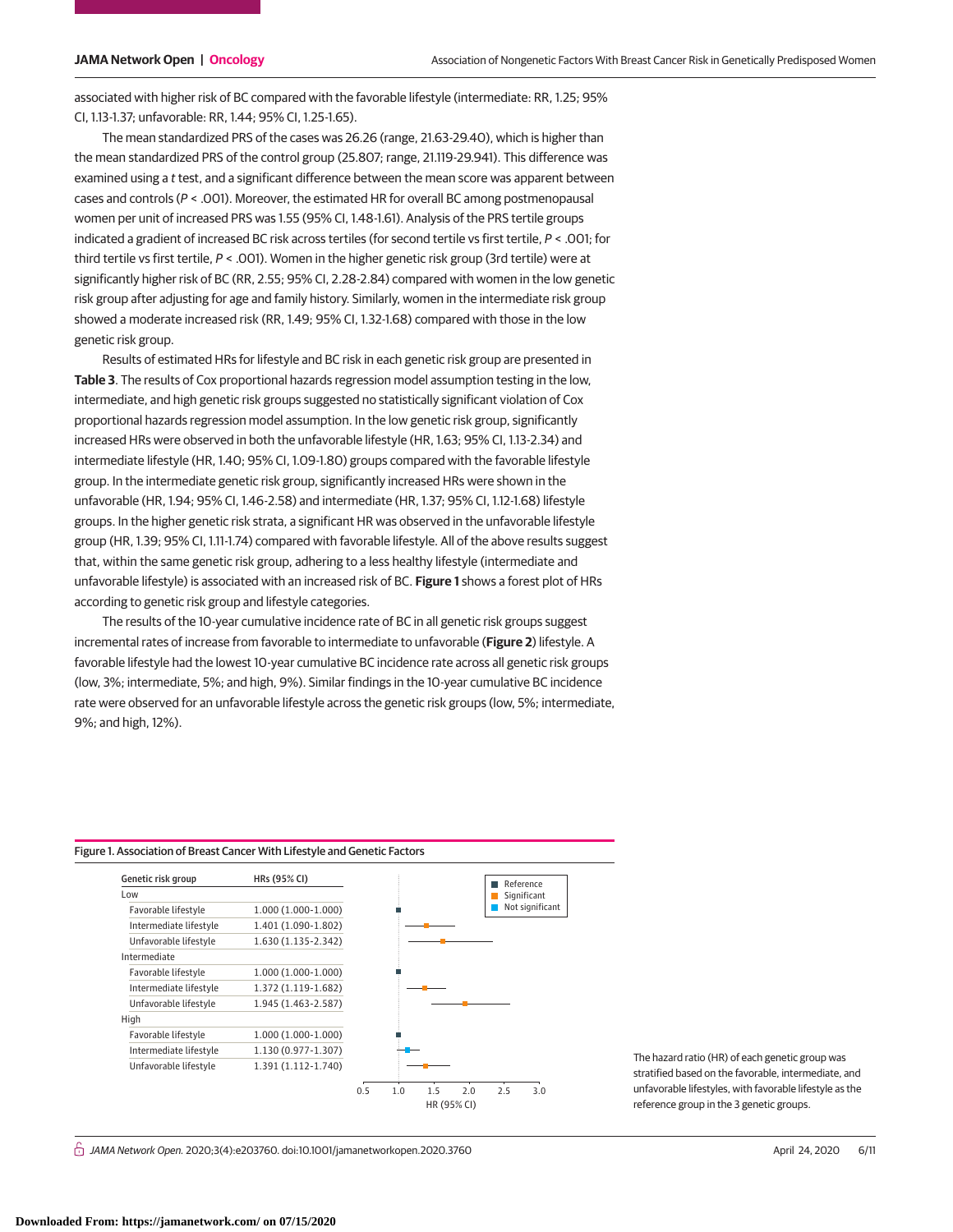associated with higher risk of BC compared with the favorable lifestyle (intermediate: RR, 1.25; 95% CI, 1.13-1.37; unfavorable: RR, 1.44; 95% CI, 1.25-1.65).

The mean standardized PRS of the cases was 26.26 (range, 21.63-29.40), which is higher than the mean standardized PRS of the control group (25.807; range, 21.119-29.941). This difference was examined using a *t* test, and a significant difference between the mean score was apparent between cases and controls ($P < .001$). Moreover, the estimated HR for overall BC among postmenopausal women per unit of increased PRS was 1.55 (95% CI, 1.48-1.61). Analysis of the PRS tertile groups indicated a gradient of increased BC risk across tertiles (for second tertile vs first tertile, $P < .001$; for third tertile vs first tertile, $P < .001$). Women in the higher genetic risk group (3rd tertile) were at significantly higher risk of BC (RR, 2.55; 95% CI, 2.28-2.84) compared with women in the low genetic risk group after adjusting for age and family history. Similarly, women in the intermediate risk group showed a moderate increased risk (RR, 1.49; 95% CI, 1.32-1.68) compared with those in the low genetic risk group.

Results of estimated HRs for lifestyle and BC risk in each genetic risk group are presented in **Table 3**. The results of Cox proportional hazards regression model assumption testing in the low, intermediate, and high genetic risk groups suggested no statistically significant violation of Cox proportional hazards regression model assumption. In the low genetic risk group, significantly increased HRs were observed in both the unfavorable lifestyle (HR, 1.63; 95% CI, 1.13-2.34) and intermediate lifestyle (HR, 1.40; 95% CI, 1.09-1.80) groups compared with the favorable lifestyle group. In the intermediate genetic risk group, significantly increased HRs were shown in the unfavorable (HR, 1.94; 95% CI, 1.46-2.58) and intermediate (HR, 1.37; 95% CI, 1.12-1.68) lifestyle groups. In the higher genetic risk strata, a significant HR was observed in the unfavorable lifestyle group (HR, 1.39; 95% CI, 1.11-1.74) compared with favorable lifestyle. All of the above results suggest that, within the same genetic risk group, adhering to a less healthy lifestyle (intermediate and unfavorable lifestyle) is associated with an increased risk of BC. **Figure 1** shows a forest plot of HRs according to genetic risk group and lifestyle categories.

The results of the 10-year cumulative incidence rate of BC in all genetic risk groups suggest incremental rates of increase from favorable to intermediate to unfavorable (**Figure 2**) lifestyle. A favorable lifestyle had the lowest 10-year cumulative BC incidence rate across all genetic risk groups (low, 3%; intermediate, 5%; and high, 9%). Similar findings in the 10-year cumulative BC incidence rate were observed for an unfavorable lifestyle across the genetic risk groups (low, 5%; intermediate, 9%; and high, 12%).

Figure 1. Association of Breast Cancer With Lifestyle and Genetic Factors

| Genetic risk group | HRs (95% CI) |
|---|---|
| Low | |
| Favorable lifestyle | 1.000 (1.000-1.000) |
| Intermediate lifestyle | 1.401 (1.090-1.802) |
| Unfavorable lifestyle | 1.630 (1.135-2.342) |
| Intermediate | |
| Favorable lifestyle | 1.000 (1.000-1.000) |
| Intermediate lifestyle | 1.372 (1.119-1.682) |
| Unfavorable lifestyle | 1.945 (1.463-2.587) |
| High | |
| Favorable lifestyle | 1.000 (1.000-1.000) |
| Intermediate lifestyle | 1.130 (0.977-1.307) |
| Unfavorable lifestyle | 1.391 (1.112-1.740) |

The hazard ratio (HR) of each genetic group was stratified based on the favorable, intermediate, and unfavorable lifestyles, with favorable lifestyle as the reference group in the 3 genetic groups.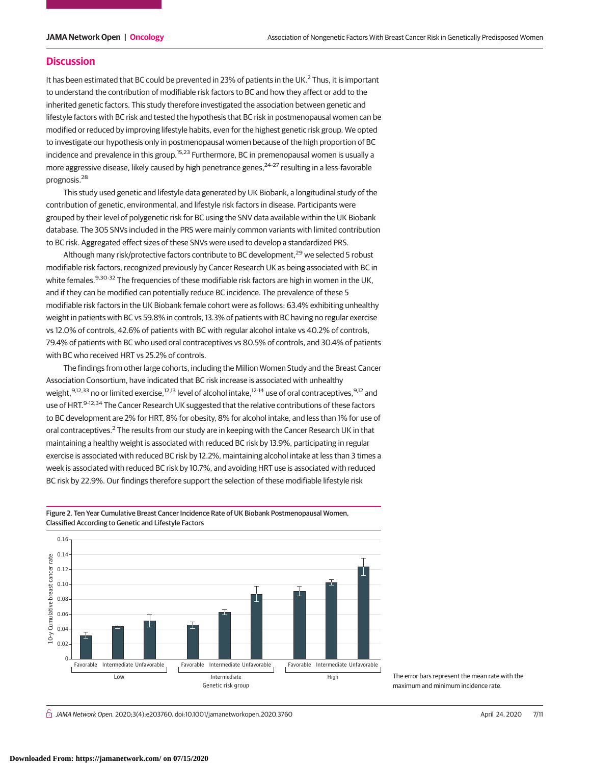## Discussion

It has been estimated that BC could be prevented in 23% of patients in the UK.[2] Thus, it is important to understand the contribution of modifiable risk factors to BC and how they affect or add to the inherited genetic factors. This study therefore investigated the association between genetic and lifestyle factors with BC risk and tested the hypothesis that BC risk in postmenopausal women can be modified or reduced by improving lifestyle habits, even for the highest genetic risk group. We opted to investigate our hypothesis only in postmenopausal women because of the high proportion of BC incidence and prevalence in this group.[15,23] Furthermore, BC in premenopausal women is usually a more aggressive disease, likely caused by high penetrance genes,[24-27] resulting in a less-favorable prognosis.[28]

This study used genetic and lifestyle data generated by UK Biobank, a longitudinal study of the contribution of genetic, environmental, and lifestyle risk factors in disease. Participants were grouped by their level of polygenetic risk for BC using the SNV data available within the UK Biobank database. The 305 SNVs included in the PRS were mainly common variants with limited contribution to BC risk. Aggregated effect sizes of these SNVs were used to develop a standardized PRS.

Although many risk/protective factors contribute to BC development,[29] we selected 5 robust modifiable risk factors, recognized previously by Cancer Research UK as being associated with BC in white females.[9,30-32] The frequencies of these modifiable risk factors are high in women in the UK, and if they can be modified can potentially reduce BC incidence. The prevalence of these 5 modifiable risk factors in the UK Biobank female cohort were as follows: 63.4% exhibiting unhealthy weight in patients with BC vs 59.8% in controls, 13.3% of patients with BC having no regular exercise vs 12.0% of controls, 42.6% of patients with BC with regular alcohol intake vs 40.2% of controls, 79.4% of patients with BC who used oral contraceptives vs 80.5% of controls, and 30.4% of patients with BC who received HRT vs 25.2% of controls.

The findings from other large cohorts, including the Million Women Study and the Breast Cancer Association Consortium, have indicated that BC risk increase is associated with unhealthy weight,[9,12,33] no or limited exercise,[12,13] level of alcohol intake,[12-14] use of oral contraceptives,[9,12] and use of HRT.[9-12,34] The Cancer Research UK suggested that the relative contributions of these factors to BC development are 2% for HRT, 8% for obesity, 8% for alcohol intake, and less than 1% for use of oral contraceptives.[2] The results from our study are in keeping with the Cancer Research UK in that maintaining a healthy weight is associated with reduced BC risk by 13.9%, participating in regular exercise is associated with reduced BC risk by 12.2%, maintaining alcohol intake at less than 3 times a week is associated with reduced BC risk by 10.7%, and avoiding HRT use is associated with reduced BC risk by 22.9%. Our findings therefore support the selection of these modifiable lifestyle risk

Figure 2. Ten Year Cumulative Breast Cancer Incidence Rate of UK Biobank Postmenopausal Women, Classified According to Genetic and Lifestyle Factors

The error bars represent the mean rate with the maximum and minimum incidence rate.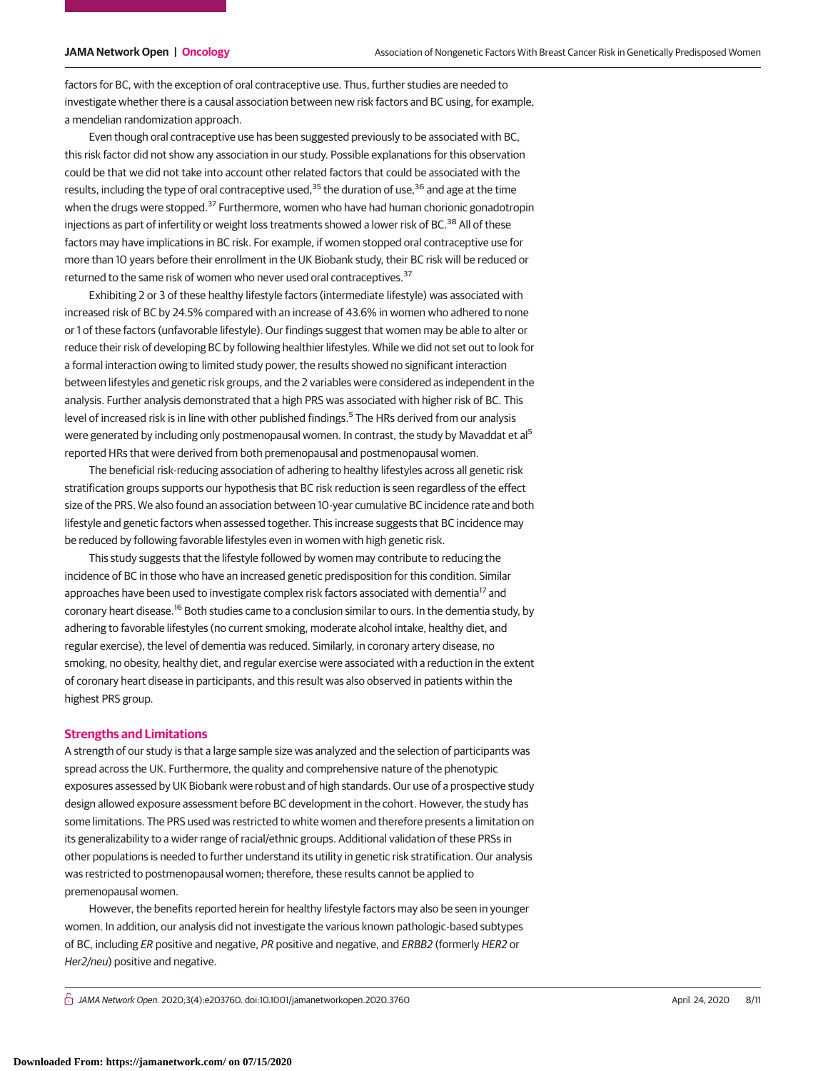factors for BC, with the exception of oral contraceptive use. Thus, further studies are needed to investigate whether there is a causal association between new risk factors and BC using, for example, a mendelian randomization approach.

Even though oral contraceptive use has been suggested previously to be associated with BC, this risk factor did not show any association in our study. Possible explanations for this observation could be that we did not take into account other related factors that could be associated with the results, including the type of oral contraceptive used,[35] the duration of use,[36] and age at the time when the drugs were stopped.[37] Furthermore, women who have had human chorionic gonadotropin injections as part of infertility or weight loss treatments showed a lower risk of BC.[38] All of these factors may have implications in BC risk. For example, if women stopped oral contraceptive use for more than 10 years before their enrollment in the UK Biobank study, their BC risk will be reduced or returned to the same risk of women who never used oral contraceptives.[37]

Exhibiting 2 or 3 of these healthy lifestyle factors (intermediate lifestyle) was associated with increased risk of BC by 24.5% compared with an increase of 43.6% in women who adhered to none or 1 of these factors (unfavorable lifestyle). Our findings suggest that women may be able to alter or reduce their risk of developing BC by following healthier lifestyles. While we did not set out to look for a formal interaction owing to limited study power, the results showed no significant interaction between lifestyles and genetic risk groups, and the 2 variables were considered as independent in the analysis. Further analysis demonstrated that a high PRS was associated with higher risk of BC. This level of increased risk is in line with other published findings.[5] The HRs derived from our analysis were generated by including only postmenopausal women. In contrast, the study by Mavaddat et al[5] reported HRs that were derived from both premenopausal and postmenopausal women.

The beneficial risk-reducing association of adhering to healthy lifestyles across all genetic risk stratification groups supports our hypothesis that BC risk reduction is seen regardless of the effect size of the PRS. We also found an association between 10-year cumulative BC incidence rate and both lifestyle and genetic factors when assessed together. This increase suggests that BC incidence may be reduced by following favorable lifestyles even in women with high genetic risk.

This study suggests that the lifestyle followed by women may contribute to reducing the incidence of BC in those who have an increased genetic predisposition for this condition. Similar approaches have been used to investigate complex risk factors associated with dementia[17] and coronary heart disease.[16] Both studies came to a conclusion similar to ours. In the dementia study, by adhering to favorable lifestyles (no current smoking, moderate alcohol intake, healthy diet, and regular exercise), the level of dementia was reduced. Similarly, in coronary artery disease, no smoking, no obesity, healthy diet, and regular exercise were associated with a reduction in the extent of coronary heart disease in participants, and this result was also observed in patients within the highest PRS group.

## Strengths and Limitations

A strength of our study is that a large sample size was analyzed and the selection of participants was spread across the UK. Furthermore, the quality and comprehensive nature of the phenotypic exposures assessed by UK Biobank were robust and of high standards. Our use of a prospective study design allowed exposure assessment before BC development in the cohort. However, the study has some limitations. The PRS used was restricted to white women and therefore presents a limitation on its generalizability to a wider range of racial/ethnic groups. Additional validation of these PRSs in other populations is needed to further understand its utility in genetic risk stratification. Our analysis was restricted to postmenopausal women; therefore, these results cannot be applied to premenopausal women.

However, the benefits reported herein for healthy lifestyle factors may also be seen in younger women. In addition, our analysis did not investigate the various known pathologic-based subtypes of BC, including *ER* positive and negative, *PR* positive and negative, and *ERBB2* (formerly *HER2* or *Her2/neu*) positive and negative.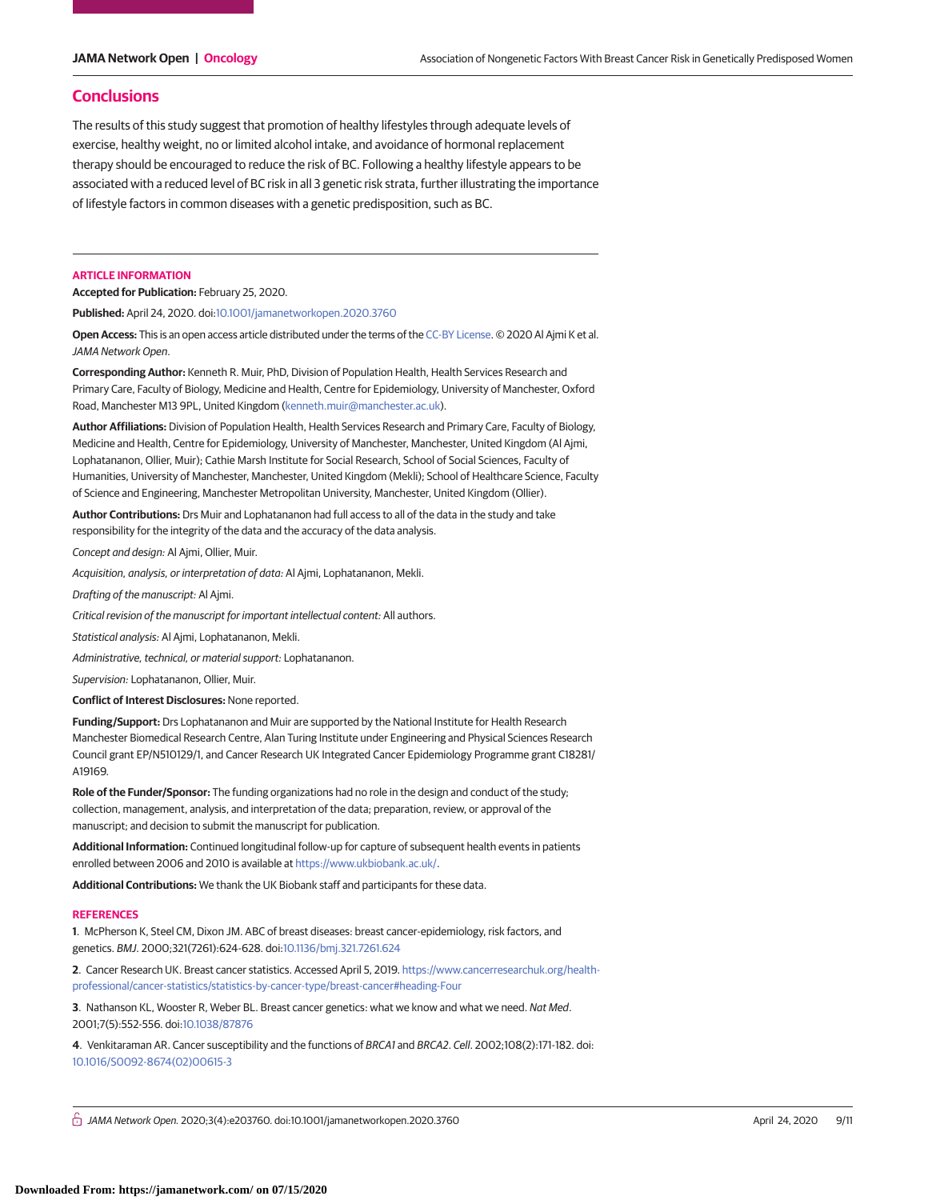## Conclusions

The results of this study suggest that promotion of healthy lifestyles through adequate levels of exercise, healthy weight, no or limited alcohol intake, and avoidance of hormonal replacement therapy should be encouraged to reduce the risk of BC. Following a healthy lifestyle appears to be associated with a reduced level of BC risk in all 3 genetic risk strata, further illustrating the importance of lifestyle factors in common diseases with a genetic predisposition, such as BC.

### ARTICLE INFORMATION

**Accepted for Publication:** February 25, 2020.

**Published:** April 24, 2020. doi:10.1001/jamanetworkopen.2020.3760

**Open Access:** This is an open access article distributed under the terms of the CC-BY License. © 2020 Al Ajmi K et al. *JAMA Network Open*.

**Corresponding Author:** Kenneth R. Muir, PhD, Division of Population Health, Health Services Research and Primary Care, Faculty of Biology, Medicine and Health, Centre for Epidemiology, University of Manchester, Oxford Road, Manchester M13 9PL, United Kingdom (kenneth.muir@manchester.ac.uk).

**Author Affiliations:** Division of Population Health, Health Services Research and Primary Care, Faculty of Biology, Medicine and Health, Centre for Epidemiology, University of Manchester, Manchester, United Kingdom (Al Ajmi, Lophatananon, Ollier, Muir); Cathie Marsh Institute for Social Research, School of Social Sciences, Faculty of Humanities, University of Manchester, Manchester, United Kingdom (Mekli); School of Healthcare Science, Faculty of Science and Engineering, Manchester Metropolitan University, Manchester, United Kingdom (Ollier).

**Author Contributions:** Drs Muir and Lophatananon had full access to all of the data in the study and take responsibility for the integrity of the data and the accuracy of the data analysis.

*Concept and design:* Al Ajmi, Ollier, Muir.

*Acquisition, analysis, or interpretation of data:* Al Ajmi, Lophatananon, Mekli.

*Drafting of the manuscript:* Al Ajmi.

*Critical revision of the manuscript for important intellectual content:* All authors.

*Statistical analysis:* Al Ajmi, Lophatananon, Mekli.

*Administrative, technical, or material support:* Lophatananon.

*Supervision:* Lophatananon, Ollier, Muir.

**Conflict of Interest Disclosures:** None reported.

**Funding/Support:** Drs Lophatananon and Muir are supported by the National Institute for Health Research Manchester Biomedical Research Centre, Alan Turing Institute under Engineering and Physical Sciences Research Council grant EP/N510129/1, and Cancer Research UK Integrated Cancer Epidemiology Programme grant C18281/A19169.

**Role of the Funder/Sponsor:** The funding organizations had no role in the design and conduct of the study; collection, management, analysis, and interpretation of the data; preparation, review, or approval of the manuscript; and decision to submit the manuscript for publication.

**Additional Information:** Continued longitudinal follow-up for capture of subsequent health events in patients enrolled between 2006 and 2010 is available at https://www.ukbiobank.ac.uk/.

**Additional Contributions:** We thank the UK Biobank staff and participants for these data.

### REFERENCES

1. McPherson K, Steel CM, Dixon JM. ABC of breast diseases: breast cancer-epidemiology, risk factors, and genetics. *BMJ*. 2000;321(7261):624-628. doi:10.1136/bmj.321.7261.624

2. Cancer Research UK. Breast cancer statistics. Accessed April 5, 2019. https://www.cancerresearchuk.org/health-professional/cancer-statistics/statistics-by-cancer-type/breast-cancer#heading-Four

3. Nathanson KL, Wooster R, Weber BL. Breast cancer genetics: what we know and what we need. *Nat Med*. 2001;7(5):552-556. doi:10.1038/87876

4. Venkitaraman AR. Cancer susceptibility and the functions of *BRCA1* and *BRCA2*. *Cell*. 2002;108(2):171-182. doi:10.1016/S0092-8674(02)00615-3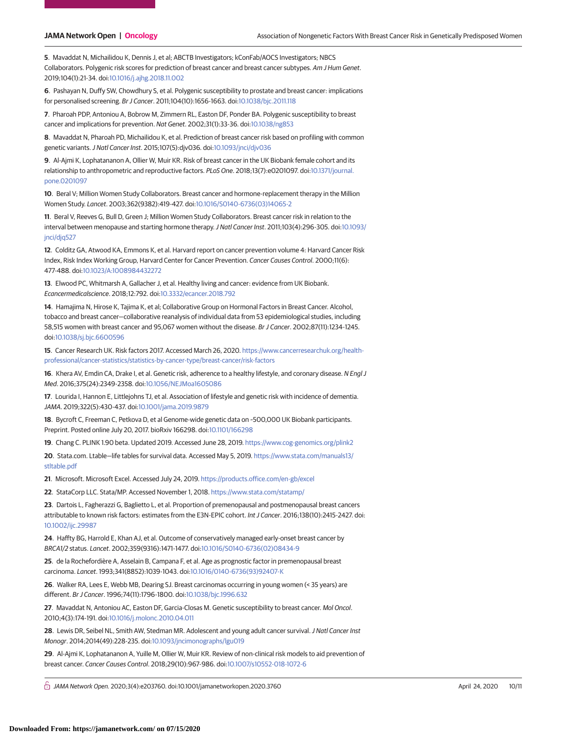5. Mavaddat N, Michailidou K, Dennis J, et al; ABCTB Investigators; kConFab/AOCS Investigators; NBCS Collaborators. Polygenic risk scores for prediction of breast cancer and breast cancer subtypes. *Am J Hum Genet*. 2019;104(1):21-34. doi:10.1016/j.ajhg.2018.11.002

6. Pashayan N, Duffy SW, Chowdhury S, et al. Polygenic susceptibility to prostate and breast cancer: implications for personalised screening. *Br J Cancer*. 2011;104(10):1656-1663. doi:10.1038/bjc.2011.118

7. Pharoah PDP, Antoniou A, Bobrow M, Zimmern RL, Easton DF, Ponder BA. Polygenic susceptibility to breast cancer and implications for prevention. *Nat Genet*. 2002;31(1):33-36. doi:10.1038/ng853

8. Mavaddat N, Pharoah PD, Michailidou K, et al. Prediction of breast cancer risk based on profiling with common genetic variants. *J Natl Cancer Inst*. 2015;107(5):djv036. doi:10.1093/jnci/djv036

9. Al-Ajmi K, Lophatananon A, Ollier W, Muir KR. Risk of breast cancer in the UK Biobank female cohort and its relationship to anthropometric and reproductive factors. *PLoS One*. 2018;13(7):e0201097. doi:10.1371/journal.pone.0201097

10. Beral V; Million Women Study Collaborators. Breast cancer and hormone-replacement therapy in the Million Women Study. *Lancet*. 2003;362(9382):419-427. doi:10.1016/S0140-6736(03)14065-2

11. Beral V, Reeves G, Bull D, Green J; Million Women Study Collaborators. Breast cancer risk in relation to the interval between menopause and starting hormone therapy. *J Natl Cancer Inst*. 2011;103(4):296-305. doi:10.1093/jnci/djq527

12. Colditz GA, Atwood KA, Emmons K, et al. Harvard report on cancer prevention volume 4: Harvard Cancer Risk Index, Risk Index Working Group, Harvard Center for Cancer Prevention. *Cancer Causes Control*. 2000;11(6):477-488. doi:10.1023/A:1008984432272

13. Elwood PC, Whitmarsh A, Gallacher J, et al. Healthy living and cancer: evidence from UK Biobank. *Ecancermedicalscience*. 2018;12:792. doi:10.3332/ecancer.2018.792

14. Hamajima N, Hirose K, Tajima K, et al; Collaborative Group on Hormonal Factors in Breast Cancer. Alcohol, tobacco and breast cancer—collaborative reanalysis of individual data from 53 epidemiological studies, including 58,515 women with breast cancer and 95,067 women without the disease. *Br J Cancer*. 2002;87(11):1234-1245. doi:10.1038/sj.bjc.6600596

15. Cancer Research UK. Risk factors 2017. Accessed March 26, 2020. https://www.cancerresearchuk.org/health-professional/cancer-statistics/statistics-by-cancer-type/breast-cancer/risk-factors

16. Khera AV, Emdin CA, Drake I, et al. Genetic risk, adherence to a healthy lifestyle, and coronary disease. *N Engl J Med*. 2016;375(24):2349-2358. doi:10.1056/NEJMoa1605086

17. Lourida I, Hannon E, Littlejohns TJ, et al. Association of lifestyle and genetic risk with incidence of dementia. *JAMA*. 2019;322(5):430-437. doi:10.1001/jama.2019.9879

18. Bycroft C, Freeman C, Petkova D, et al Genome-wide genetic data on ~500,000 UK Biobank participants. Preprint. Posted online July 20, 2017. bioRxiv 166298. doi:10.1101/166298

19. Chang C. PLINK 1.90 beta. Updated 2019. Accessed June 28, 2019. https://www.cog-genomics.org/plink2

20. Stata.com. Ltable—life tables for survival data. Accessed May 5, 2019. https://www.stata.com/manuals13/stltable.pdf

21. Microsoft. Microsoft Excel. Accessed July 24, 2019. https://products.office.com/en-gb/excel

22. StataCorp LLC. Stata/MP. Accessed November 1, 2018. https://www.stata.com/statamp/

23. Dartois L, Fagherazzi G, Baglietto L, et al. Proportion of premenopausal and postmenopausal breast cancers attributable to known risk factors: estimates from the E3N-EPIC cohort. *Int J Cancer*. 2016;138(10):2415-2427. doi:10.1002/ijc.29987

24. Haffty BG, Harrold E, Khan AJ, et al. Outcome of conservatively managed early-onset breast cancer by *BRCA1/2* status. *Lancet*. 2002;359(9316):1471-1477. doi:10.1016/S0140-6736(02)08434-9

25. de la Rochefordière A, Asselain B, Campana F, et al. Age as prognostic factor in premenopausal breast carcinoma. *Lancet*. 1993;341(8852):1039-1043. doi:10.1016/0140-6736(93)92407-K

26. Walker RA, Lees E, Webb MB, Dearing SJ. Breast carcinomas occurring in young women (< 35 years) are different. *Br J Cancer*. 1996;74(11):1796-1800. doi:10.1038/bjc.1996.632

27. Mavaddat N, Antoniou AC, Easton DF, Garcia-Closas M. Genetic susceptibility to breast cancer. *Mol Oncol*. 2010;4(3):174-191. doi:10.1016/j.molonc.2010.04.011

28. Lewis DR, Seibel NL, Smith AW, Stedman MR. Adolescent and young adult cancer survival. *J Natl Cancer Inst Monogr*. 2014;2014(49):228-235. doi:10.1093/jncimonographs/lgu019

29. Al-Ajmi K, Lophatananon A, Yuille M, Ollier W, Muir KR. Review of non-clinical risk models to aid prevention of breast cancer. *Cancer Causes Control*. 2018;29(10):967-986. doi:10.1007/s10552-018-1072-6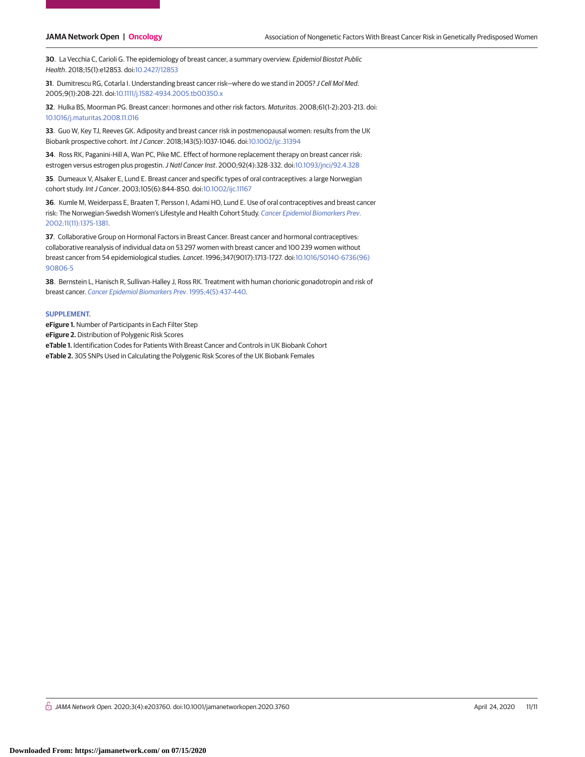**30**. La Vecchia C, Carioli G. The epidemiology of breast cancer, a summary overview. *Epidemiol Biostat Public Health*. 2018;15(1):e12853. doi:10.2427/12853

**31**. Dumitrescu RG, Cotarla I. Understanding breast cancer risk—where do we stand in 2005? *J Cell Mol Med*. 2005;9(1):208-221. doi:10.1111/j.1582-4934.2005.tb00350.x

**32**. Hulka BS, Moorman PG. Breast cancer: hormones and other risk factors. *Maturitas*. 2008;61(1-2):203-213. doi:10.1016/j.maturitas.2008.11.016

**33**. Guo W, Key TJ, Reeves GK. Adiposity and breast cancer risk in postmenopausal women: results from the UK Biobank prospective cohort. *Int J Cancer*. 2018;143(5):1037-1046. doi:10.1002/ijc.31394

**34**. Ross RK, Paganini-Hill A, Wan PC, Pike MC. Effect of hormone replacement therapy on breast cancer risk: estrogen versus estrogen plus progestin. *J Natl Cancer Inst*. 2000;92(4):328-332. doi:10.1093/jnci/92.4.328

**35**. Dumeaux V, Alsaker E, Lund E. Breast cancer and specific types of oral contraceptives: a large Norwegian cohort study. *Int J Cancer*. 2003;105(6):844-850. doi:10.1002/ijc.11167

**36**. Kumle M, Weiderpass E, Braaten T, Persson I, Adami HO, Lund E. Use of oral contraceptives and breast cancer risk: The Norwegian-Swedish Women's Lifestyle and Health Cohort Study. *Cancer Epidemiol Biomarkers Prev*. 2002;11(11):1375-1381.

**37**. Collaborative Group on Hormonal Factors in Breast Cancer. Breast cancer and hormonal contraceptives: collaborative reanalysis of individual data on 53 297 women with breast cancer and 100 239 women without breast cancer from 54 epidemiological studies. *Lancet*. 1996;347(9017):1713-1727. doi:10.1016/S0140-6736(96)90806-5

**38**. Bernstein L, Hanisch R, Sullivan-Halley J, Ross RK. Treatment with human chorionic gonadotropin and risk of breast cancer. *Cancer Epidemiol Biomarkers Prev*. 1995;4(5):437-440.

**SUPPLEMENT.**

**eFigure 1.** Number of Participants in Each Filter Step
**eFigure 2.** Distribution of Polygenic Risk Scores
**eTable 1.** Identification Codes for Patients With Breast Cancer and Controls in UK Biobank Cohort
**eTable 2.** 305 SNPs Used in Calculating the Polygenic Risk Scores of the UK Biobank Females